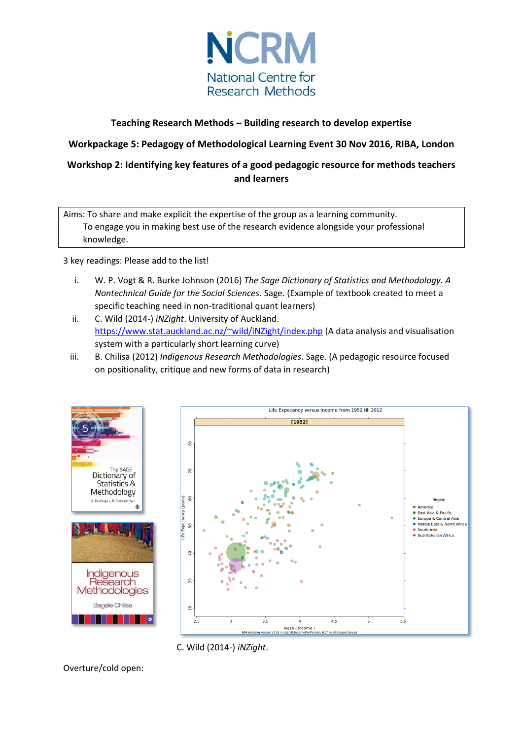NCRM National Centre for Research Methods

**Teaching Research Methods – Building research to develop expertise**

**Workpackage 5: Pedagogy of Methodological Learning Event 30 Nov 2016, RIBA, London**

**Workshop 2: Identifying key features of a good pedagogic resource for methods teachers and learners**

Aims: To share and make explicit the expertise of the group as a learning community.
To engage you in making best use of the research evidence alongside your professional knowledge.

3 key readings: Please add to the list!

i. W. P. Vogt & R. Burke Johnson (2016) *The Sage Dictionary of Statistics and Methodology. A Nontechnical Guide for the Social Sciences.* Sage. (Example of textbook created to meet a specific teaching need in non-traditional quant learners)
ii. C. Wild (2014-) *iNZight*. University of Auckland. https://www.stat.auckland.ac.nz/~wild/iNZight/index.php (A data analysis and visualisation system with a particularly short learning curve)
iii. B. Chilisa (2012) *Indigenous Research Methodologies*. Sage. (A pedagogic resource focused on positionality, critique and new forms of data in research)

C. Wild (2014-) *iNZight*.

Overture/cold open: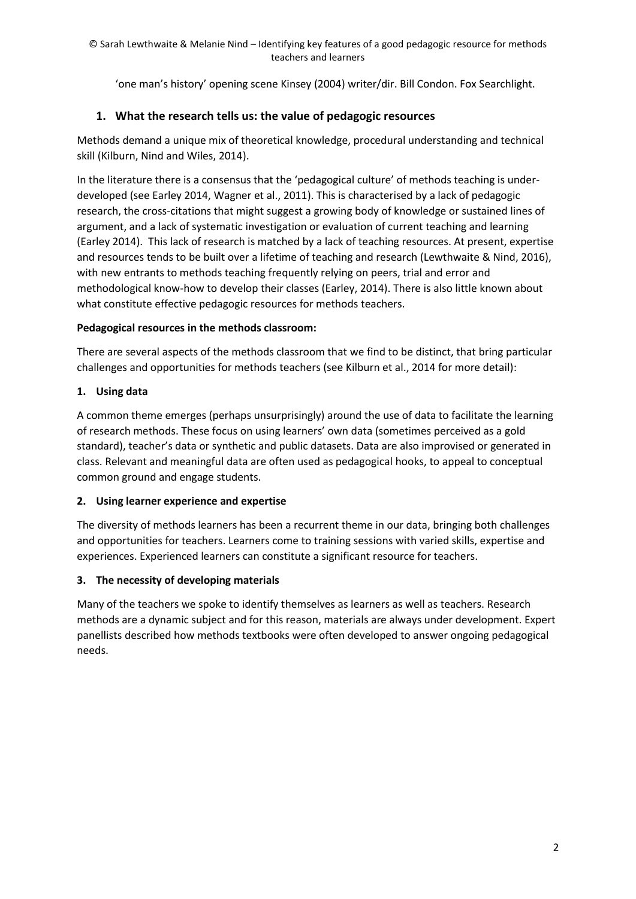'one man's history' opening scene Kinsey (2004) writer/dir. Bill Condon. Fox Searchlight.

## 1. What the research tells us: the value of pedagogic resources

Methods demand a unique mix of theoretical knowledge, procedural understanding and technical skill (Kilburn, Nind and Wiles, 2014).

In the literature there is a consensus that the 'pedagogical culture' of methods teaching is under-developed (see Earley 2014, Wagner et al., 2011). This is characterised by a lack of pedagogic research, the cross-citations that might suggest a growing body of knowledge or sustained lines of argument, and a lack of systematic investigation or evaluation of current teaching and learning (Earley 2014). This lack of research is matched by a lack of teaching resources. At present, expertise and resources tends to be built over a lifetime of teaching and research (Lewthwaite & Nind, 2016), with new entrants to methods teaching frequently relying on peers, trial and error and methodological know-how to develop their classes (Earley, 2014). There is also little known about what constitute effective pedagogic resources for methods teachers.

**Pedagogical resources in the methods classroom:**

There are several aspects of the methods classroom that we find to be distinct, that bring particular challenges and opportunities for methods teachers (see Kilburn et al., 2014 for more detail):

**1. Using data**

A common theme emerges (perhaps unsurprisingly) around the use of data to facilitate the learning of research methods. These focus on using learners' own data (sometimes perceived as a gold standard), teacher's data or synthetic and public datasets. Data are also improvised or generated in class. Relevant and meaningful data are often used as pedagogical hooks, to appeal to conceptual common ground and engage students.

**2. Using learner experience and expertise**

The diversity of methods learners has been a recurrent theme in our data, bringing both challenges and opportunities for teachers. Learners come to training sessions with varied skills, expertise and experiences. Experienced learners can constitute a significant resource for teachers.

**3. The necessity of developing materials**

Many of the teachers we spoke to identify themselves as learners as well as teachers. Research methods are a dynamic subject and for this reason, materials are always under development. Expert panellists described how methods textbooks were often developed to answer ongoing pedagogical needs.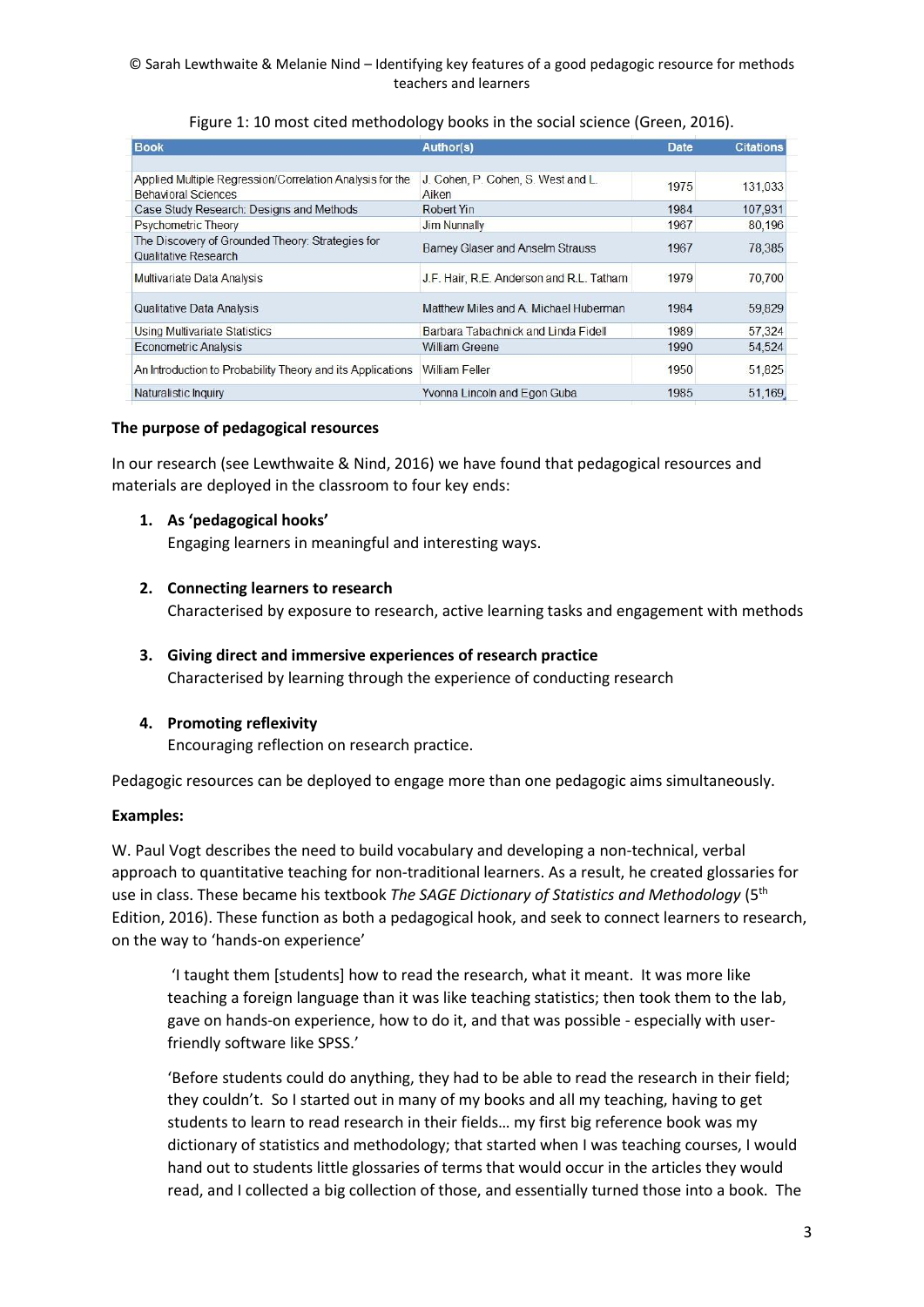Figure 1: 10 most cited methodology books in the social science (Green, 2016).

| Book | Author(s) | Date | Citations |
|---|---|---|---|
| Applied Multiple Regression/Correlation Analysis for the Behavioral Sciences | J. Cohen, P. Cohen, S. West and L. Aiken | 1975 | 131,033 |
| Case Study Research: Designs and Methods | Robert Yin | 1984 | 107,931 |
| Psychometric Theory | Jim Nunnally | 1967 | 80,196 |
| The Discovery of Grounded Theory: Strategies for Qualitative Research | Barney Glaser and Anselm Strauss | 1967 | 78,385 |
| Multivariate Data Analysis | J.F. Hair, R.E. Anderson and R.L. Tatham | 1979 | 70,700 |
| Qualitative Data Analysis | Matthew Miles and A. Michael Huberman | 1984 | 59,829 |
| Using Multivariate Statistics | Barbara Tabachnick and Linda Fidell | 1989 | 57,324 |
| Econometric Analysis | William Greene | 1990 | 54,524 |
| An Introduction to Probability Theory and its Applications | William Feller | 1950 | 51,825 |
| Naturalistic Inquiry | Yvonna Lincoln and Egon Guba | 1985 | 51,169 |

**The purpose of pedagogical resources**

In our research (see Lewthwaite & Nind, 2016) we have found that pedagogical resources and materials are deployed in the classroom to four key ends:

1. **As 'pedagogical hooks'**
   Engaging learners in meaningful and interesting ways.

2. **Connecting learners to research**
   Characterised by exposure to research, active learning tasks and engagement with methods

3. **Giving direct and immersive experiences of research practice**
   Characterised by learning through the experience of conducting research

4. **Promoting reflexivity**
   Encouraging reflection on research practice.

Pedagogic resources can be deployed to engage more than one pedagogic aims simultaneously.

**Examples:**

W. Paul Vogt describes the need to build vocabulary and developing a non-technical, verbal approach to quantitative teaching for non-traditional learners. As a result, he created glossaries for use in class. These became his textbook *The SAGE Dictionary of Statistics and Methodology* (5th Edition, 2016). These function as both a pedagogical hook, and seek to connect learners to research, on the way to 'hands-on experience'

> 'I taught them [students] how to read the research, what it meant. It was more like teaching a foreign language than it was like teaching statistics; then took them to the lab, gave on hands-on experience, how to do it, and that was possible - especially with user-friendly software like SPSS.'

> 'Before students could do anything, they had to be able to read the research in their field; they couldn't. So I started out in many of my books and all my teaching, having to get students to learn to read research in their fields… my first big reference book was my dictionary of statistics and methodology; that started when I was teaching courses, I would hand out to students little glossaries of terms that would occur in the articles they would read, and I collected a big collection of those, and essentially turned those into a book. The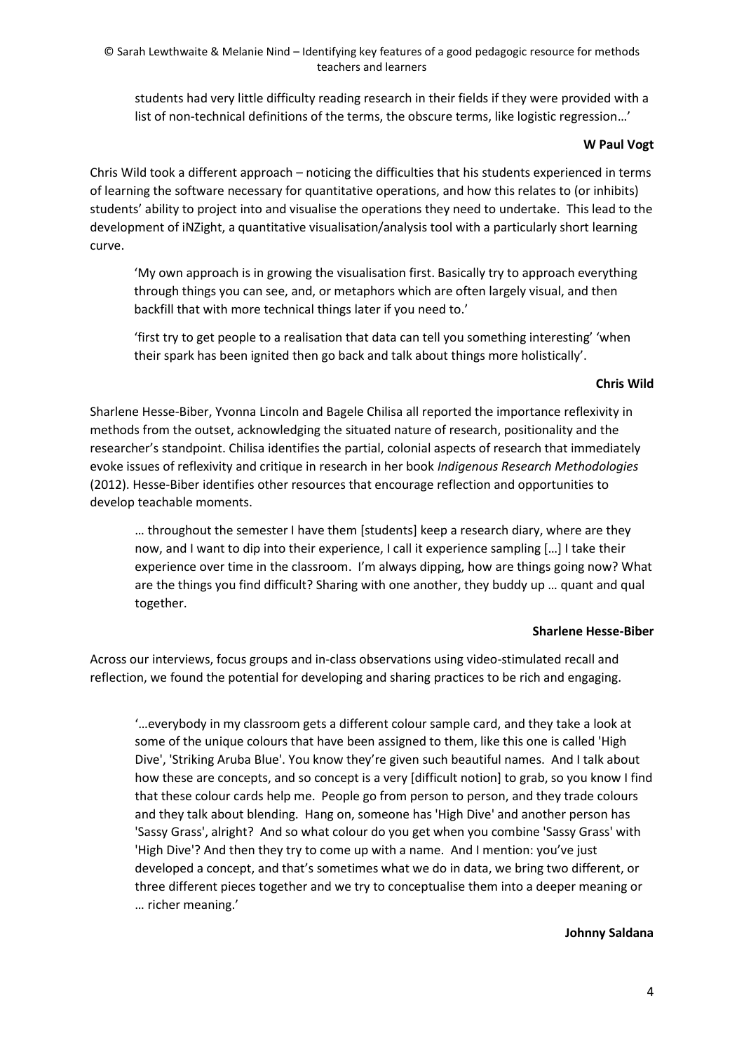students had very little difficulty reading research in their fields if they were provided with a list of non-technical definitions of the terms, the obscure terms, like logistic regression…'

**W Paul Vogt**

Chris Wild took a different approach – noticing the difficulties that his students experienced in terms of learning the software necessary for quantitative operations, and how this relates to (or inhibits) students' ability to project into and visualise the operations they need to undertake. This lead to the development of iNZight, a quantitative visualisation/analysis tool with a particularly short learning curve.

> 'My own approach is in growing the visualisation first. Basically try to approach everything through things you can see, and, or metaphors which are often largely visual, and then backfill that with more technical things later if you need to.'
>
> 'first try to get people to a realisation that data can tell you something interesting' 'when their spark has been ignited then go back and talk about things more holistically'.

**Chris Wild**

Sharlene Hesse-Biber, Yvonna Lincoln and Bagele Chilisa all reported the importance reflexivity in methods from the outset, acknowledging the situated nature of research, positionality and the researcher's standpoint. Chilisa identifies the partial, colonial aspects of research that immediately evoke issues of reflexivity and critique in research in her book *Indigenous Research Methodologies* (2012). Hesse-Biber identifies other resources that encourage reflection and opportunities to develop teachable moments.

> … throughout the semester I have them [students] keep a research diary, where are they now, and I want to dip into their experience, I call it experience sampling […] I take their experience over time in the classroom. I'm always dipping, how are things going now? What are the things you find difficult? Sharing with one another, they buddy up … quant and qual together.

**Sharlene Hesse-Biber**

Across our interviews, focus groups and in-class observations using video-stimulated recall and reflection, we found the potential for developing and sharing practices to be rich and engaging.

> '…everybody in my classroom gets a different colour sample card, and they take a look at some of the unique colours that have been assigned to them, like this one is called 'High Dive', 'Striking Aruba Blue'. You know they're given such beautiful names. And I talk about how these are concepts, and so concept is a very [difficult notion] to grab, so you know I find that these colour cards help me. People go from person to person, and they trade colours and they talk about blending. Hang on, someone has 'High Dive' and another person has 'Sassy Grass', alright? And so what colour do you get when you combine 'Sassy Grass' with 'High Dive'? And then they try to come up with a name. And I mention: you've just developed a concept, and that's sometimes what we do in data, we bring two different, or three different pieces together and we try to conceptualise them into a deeper meaning or … richer meaning.'

**Johnny Saldana**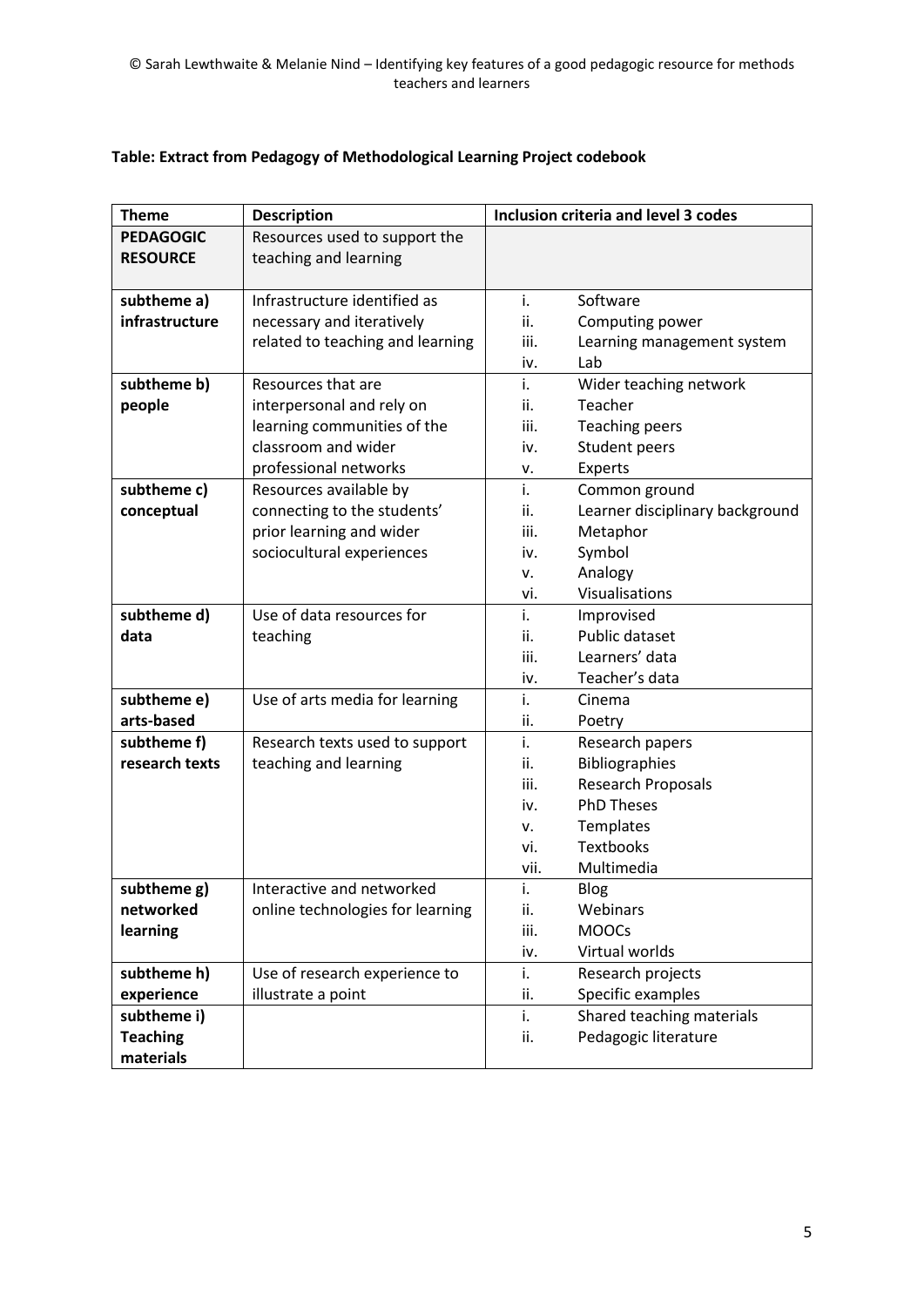**Table: Extract from Pedagogy of Methodological Learning Project codebook**

| Theme | Description | Inclusion criteria and level 3 codes |
|---|---|---|
| **PEDAGOGIC RESOURCE** | Resources used to support the teaching and learning | |
| **subtheme a) infrastructure** | Infrastructure identified as necessary and iteratively related to teaching and learning | i. Software<br>ii. Computing power<br>iii. Learning management system<br>iv. Lab |
| **subtheme b) people** | Resources that are interpersonal and rely on learning communities of the classroom and wider professional networks | i. Wider teaching network<br>ii. Teacher<br>iii. Teaching peers<br>iv. Student peers<br>v. Experts |
| **subtheme c) conceptual** | Resources available by connecting to the students' prior learning and wider sociocultural experiences | i. Common ground<br>ii. Learner disciplinary background<br>iii. Metaphor<br>iv. Symbol<br>v. Analogy<br>vi. Visualisations |
| **subtheme d) data** | Use of data resources for teaching | i. Improvised<br>ii. Public dataset<br>iii. Learners' data<br>iv. Teacher's data |
| **subtheme e) arts-based** | Use of arts media for learning | i. Cinema<br>ii. Poetry |
| **subtheme f) research texts** | Research texts used to support teaching and learning | i. Research papers<br>ii. Bibliographies<br>iii. Research Proposals<br>iv. PhD Theses<br>v. Templates<br>vi. Textbooks<br>vii. Multimedia |
| **subtheme g) networked learning** | Interactive and networked online technologies for learning | i. Blog<br>ii. Webinars<br>iii. MOOCs<br>iv. Virtual worlds |
| **subtheme h) experience** | Use of research experience to illustrate a point | i. Research projects<br>ii. Specific examples |
| **subtheme i) Teaching materials** | | i. Shared teaching materials<br>ii. Pedagogic literature |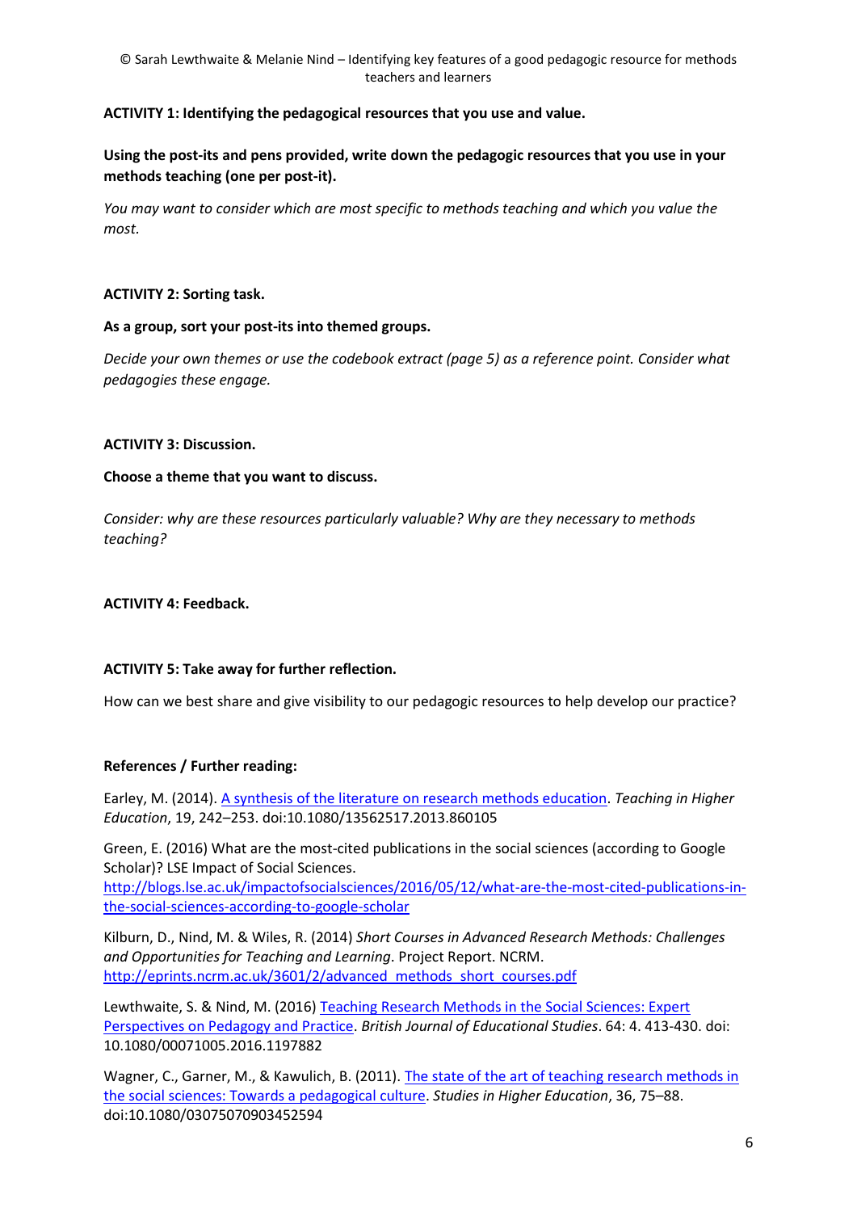**ACTIVITY 1: Identifying the pedagogical resources that you use and value.**

**Using the post-its and pens provided, write down the pedagogic resources that you use in your methods teaching (one per post-it).**

*You may want to consider which are most specific to methods teaching and which you value the most.*

**ACTIVITY 2: Sorting task.**

**As a group, sort your post-its into themed groups.**

*Decide your own themes or use the codebook extract (page 5) as a reference point. Consider what pedagogies these engage.*

**ACTIVITY 3: Discussion.**

**Choose a theme that you want to discuss.**

*Consider: why are these resources particularly valuable? Why are they necessary to methods teaching?*

**ACTIVITY 4: Feedback.**

**ACTIVITY 5: Take away for further reflection.**

How can we best share and give visibility to our pedagogic resources to help develop our practice?

**References / Further reading:**

Earley, M. (2014). A synthesis of the literature on research methods education. *Teaching in Higher Education*, 19, 242–253. doi:10.1080/13562517.2013.860105

Green, E. (2016) What are the most-cited publications in the social sciences (according to Google Scholar)? LSE Impact of Social Sciences. http://blogs.lse.ac.uk/impactofsocialsciences/2016/05/12/what-are-the-most-cited-publications-in-the-social-sciences-according-to-google-scholar

Kilburn, D., Nind, M. & Wiles, R. (2014) *Short Courses in Advanced Research Methods: Challenges and Opportunities for Teaching and Learning*. Project Report. NCRM. http://eprints.ncrm.ac.uk/3601/2/advanced_methods_short_courses.pdf

Lewthwaite, S. & Nind, M. (2016) Teaching Research Methods in the Social Sciences: Expert Perspectives on Pedagogy and Practice. *British Journal of Educational Studies*. 64: 4. 413-430. doi: 10.1080/00071005.2016.1197882

Wagner, C., Garner, M., & Kawulich, B. (2011). The state of the art of teaching research methods in the social sciences: Towards a pedagogical culture. *Studies in Higher Education*, 36, 75–88. doi:10.1080/03075070903452594